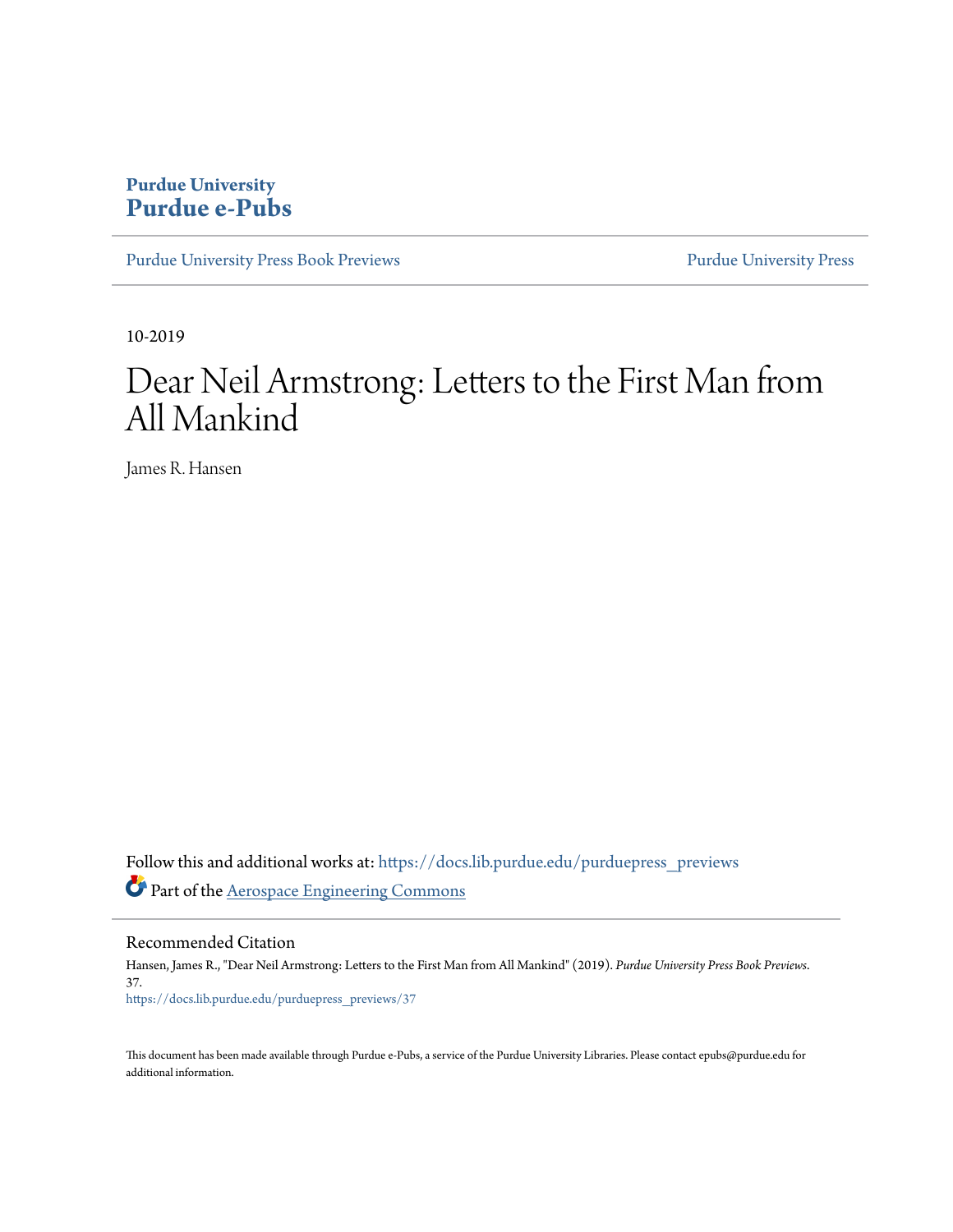# Purdue University
# Purdue e-Pubs

Purdue University Press Book Previews | Purdue University Press

10-2019

# Dear Neil Armstrong: Letters to the First Man from All Mankind

James R. Hansen

Follow this and additional works at: https://docs.lib.purdue.edu/purduepress_previews

Part of the Aerospace Engineering Commons

## Recommended Citation

Hansen, James R., "Dear Neil Armstrong: Letters to the First Man from All Mankind" (2019). *Purdue University Press Book Previews*. 37.
https://docs.lib.purdue.edu/purduepress_previews/37

This document has been made available through Purdue e-Pubs, a service of the Purdue University Libraries. Please contact epubs@purdue.edu for additional information.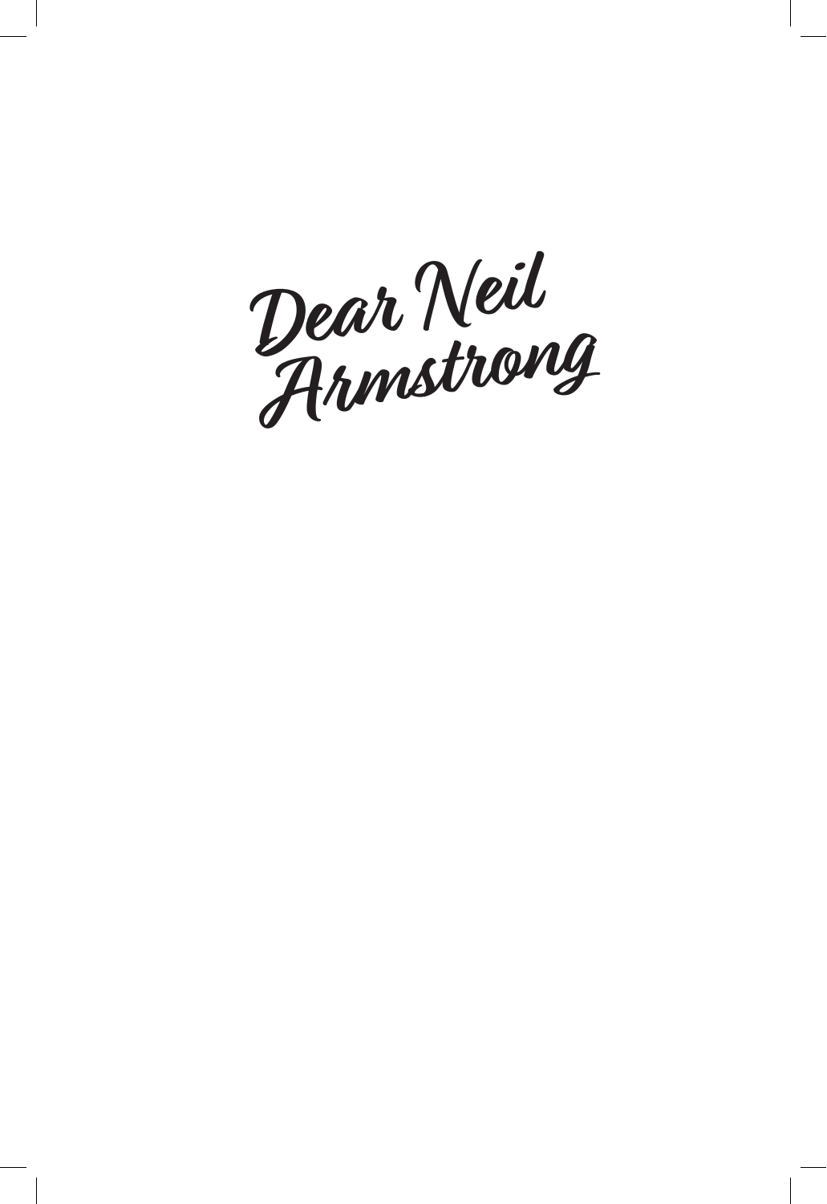# Dear Neil Armstrong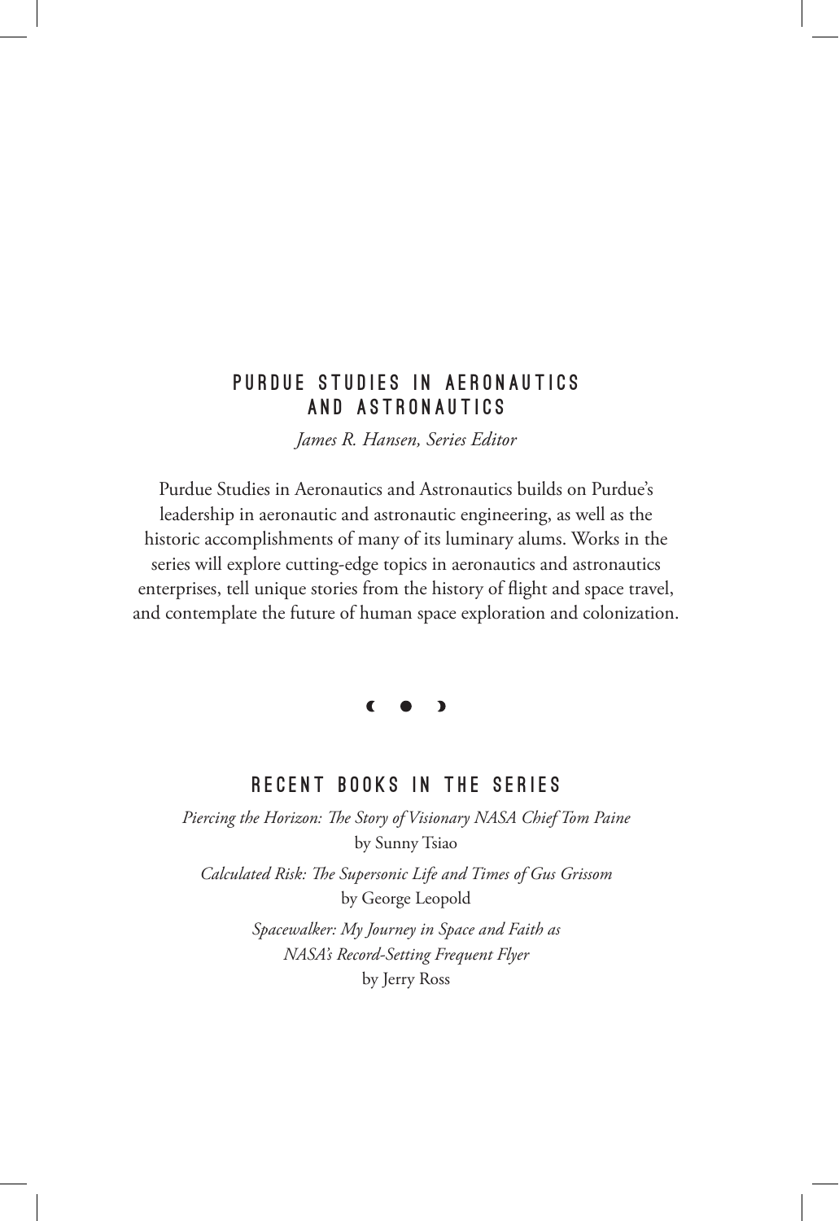# Purdue Studies in Aeronautics and Astronautics

*James R. Hansen, Series Editor*

Purdue Studies in Aeronautics and Astronautics builds on Purdue's leadership in aeronautic and astronautic engineering, as well as the historic accomplishments of many of its luminary alums. Works in the series will explore cutting-edge topics in aeronautics and astronautics enterprises, tell unique stories from the history of flight and space travel, and contemplate the future of human space exploration and colonization.

## Recent Books in the Series

*Piercing the Horizon: The Story of Visionary NASA Chief Tom Paine*
by Sunny Tsiao

*Calculated Risk: The Supersonic Life and Times of Gus Grissom*
by George Leopold

*Spacewalker: My Journey in Space and Faith as NASA's Record-Setting Frequent Flyer*
by Jerry Ross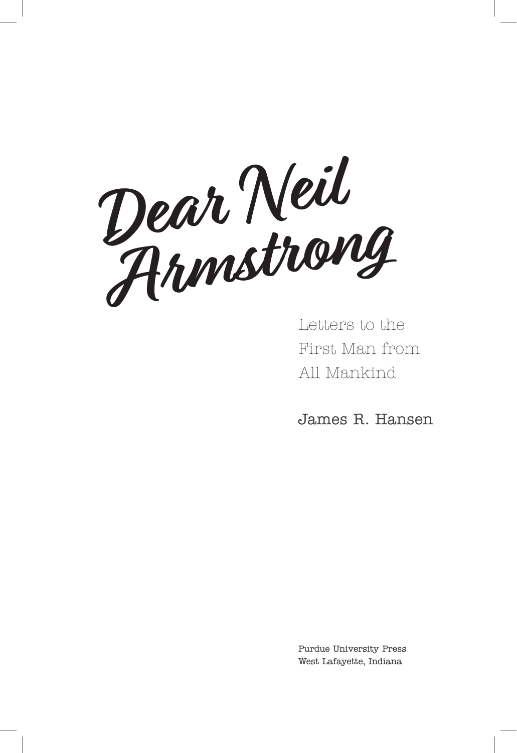# Dear Neil Armstrong

Letters to the First Man from All Mankind

James R. Hansen

Purdue University Press
West Lafayette, Indiana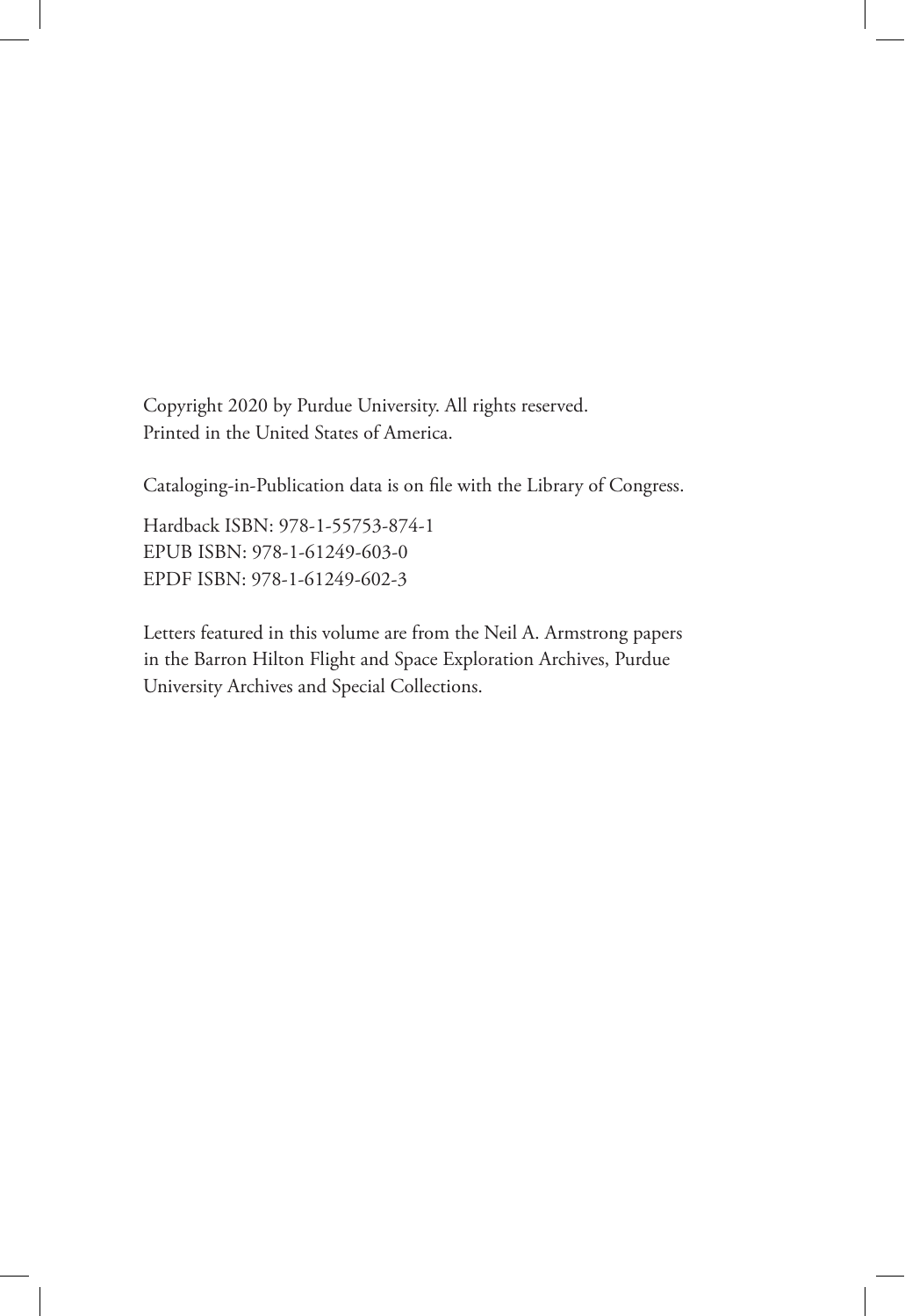Copyright 2020 by Purdue University. All rights reserved.
Printed in the United States of America.

Cataloging-in-Publication data is on file with the Library of Congress.

Hardback ISBN: 978-1-55753-874-1
EPUB ISBN: 978-1-61249-603-0
EPDF ISBN: 978-1-61249-602-3

Letters featured in this volume are from the Neil A. Armstrong papers in the Barron Hilton Flight and Space Exploration Archives, Purdue University Archives and Special Collections.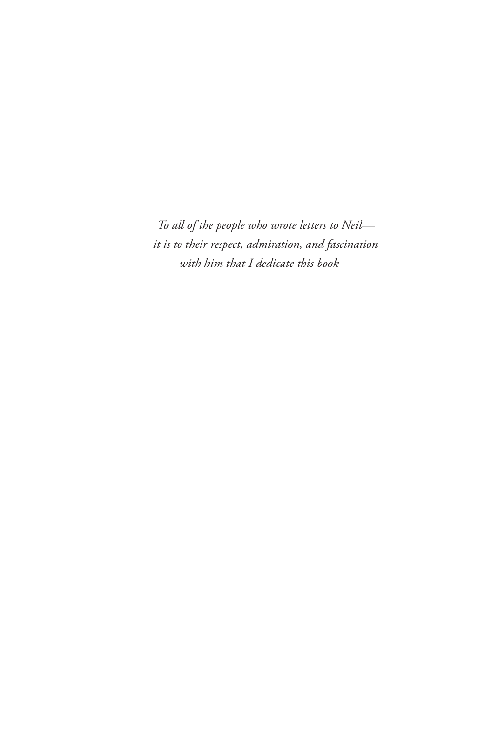*To all of the people who wrote letters to Neil—*
*it is to their respect, admiration, and fascination*
*with him that I dedicate this book*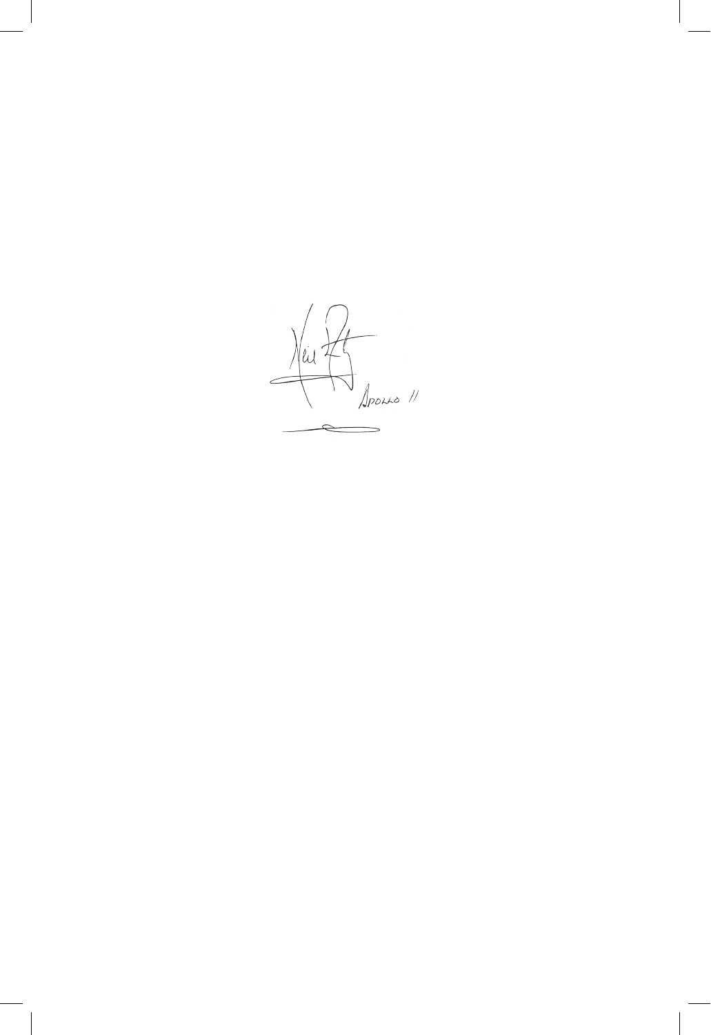Neil

Apollo 11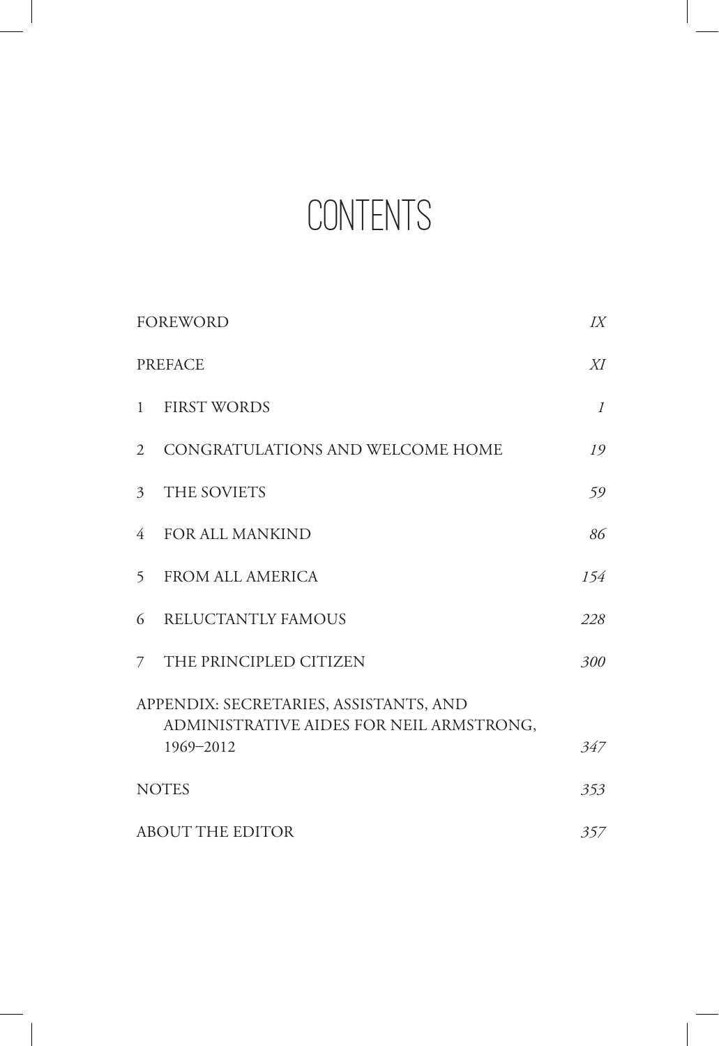# CONTENTS

| | | |
|---|---|---|
| FOREWORD | | *IX* |
| PREFACE | | *XI* |
| 1 | FIRST WORDS | *1* |
| 2 | CONGRATULATIONS AND WELCOME HOME | *19* |
| 3 | THE SOVIETS | *59* |
| 4 | FOR ALL MANKIND | *86* |
| 5 | FROM ALL AMERICA | *154* |
| 6 | RELUCTANTLY FAMOUS | *228* |
| 7 | THE PRINCIPLED CITIZEN | *300* |
| APPENDIX: SECRETARIES, ASSISTANTS, AND ADMINISTRATIVE AIDES FOR NEIL ARMSTRONG, 1969–2012 | | *347* |
| NOTES | | *353* |
| ABOUT THE EDITOR | | *357* |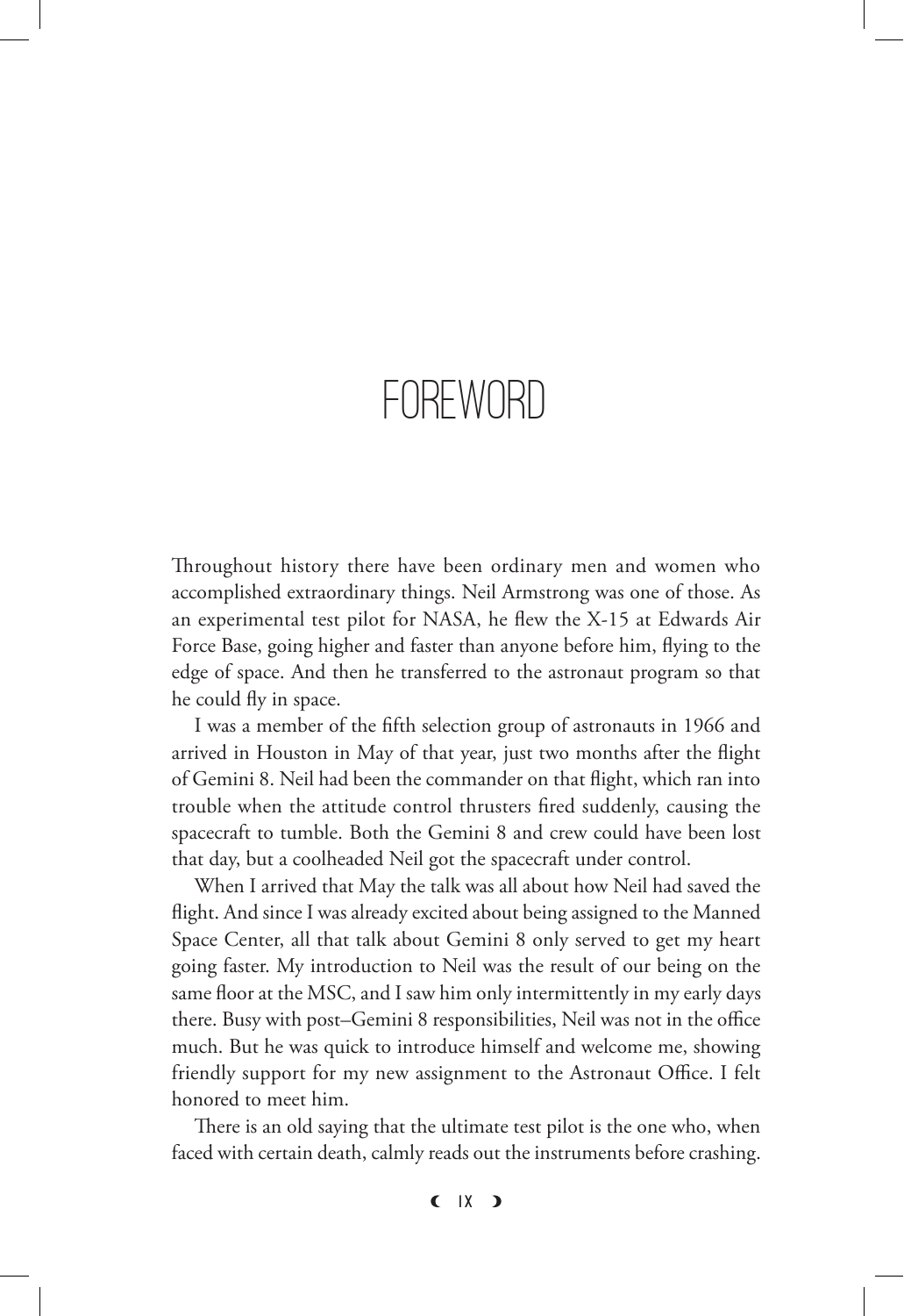# FOREWORD

Throughout history there have been ordinary men and women who accomplished extraordinary things. Neil Armstrong was one of those. As an experimental test pilot for NASA, he flew the X-15 at Edwards Air Force Base, going higher and faster than anyone before him, flying to the edge of space. And then he transferred to the astronaut program so that he could fly in space.

I was a member of the fifth selection group of astronauts in 1966 and arrived in Houston in May of that year, just two months after the flight of Gemini 8. Neil had been the commander on that flight, which ran into trouble when the attitude control thrusters fired suddenly, causing the spacecraft to tumble. Both the Gemini 8 and crew could have been lost that day, but a coolheaded Neil got the spacecraft under control.

When I arrived that May the talk was all about how Neil had saved the flight. And since I was already excited about being assigned to the Manned Space Center, all that talk about Gemini 8 only served to get my heart going faster. My introduction to Neil was the result of our being on the same floor at the MSC, and I saw him only intermittently in my early days there. Busy with post–Gemini 8 responsibilities, Neil was not in the office much. But he was quick to introduce himself and welcome me, showing friendly support for my new assignment to the Astronaut Office. I felt honored to meet him.

There is an old saying that the ultimate test pilot is the one who, when faced with certain death, calmly reads out the instruments before crashing.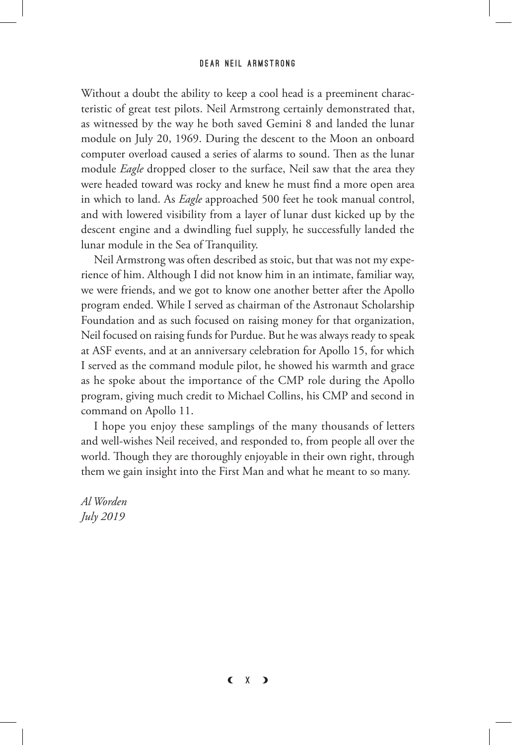Without a doubt the ability to keep a cool head is a preeminent characteristic of great test pilots. Neil Armstrong certainly demonstrated that, as witnessed by the way he both saved Gemini 8 and landed the lunar module on July 20, 1969. During the descent to the Moon an onboard computer overload caused a series of alarms to sound. Then as the lunar module *Eagle* dropped closer to the surface, Neil saw that the area they were headed toward was rocky and knew he must find a more open area in which to land. As *Eagle* approached 500 feet he took manual control, and with lowered visibility from a layer of lunar dust kicked up by the descent engine and a dwindling fuel supply, he successfully landed the lunar module in the Sea of Tranquility.

Neil Armstrong was often described as stoic, but that was not my experience of him. Although I did not know him in an intimate, familiar way, we were friends, and we got to know one another better after the Apollo program ended. While I served as chairman of the Astronaut Scholarship Foundation and as such focused on raising money for that organization, Neil focused on raising funds for Purdue. But he was always ready to speak at ASF events, and at an anniversary celebration for Apollo 15, for which I served as the command module pilot, he showed his warmth and grace as he spoke about the importance of the CMP role during the Apollo program, giving much credit to Michael Collins, his CMP and second in command on Apollo 11.

I hope you enjoy these samplings of the many thousands of letters and well-wishes Neil received, and responded to, from people all over the world. Though they are thoroughly enjoyable in their own right, through them we gain insight into the First Man and what he meant to so many.

*Al Worden*
*July 2019*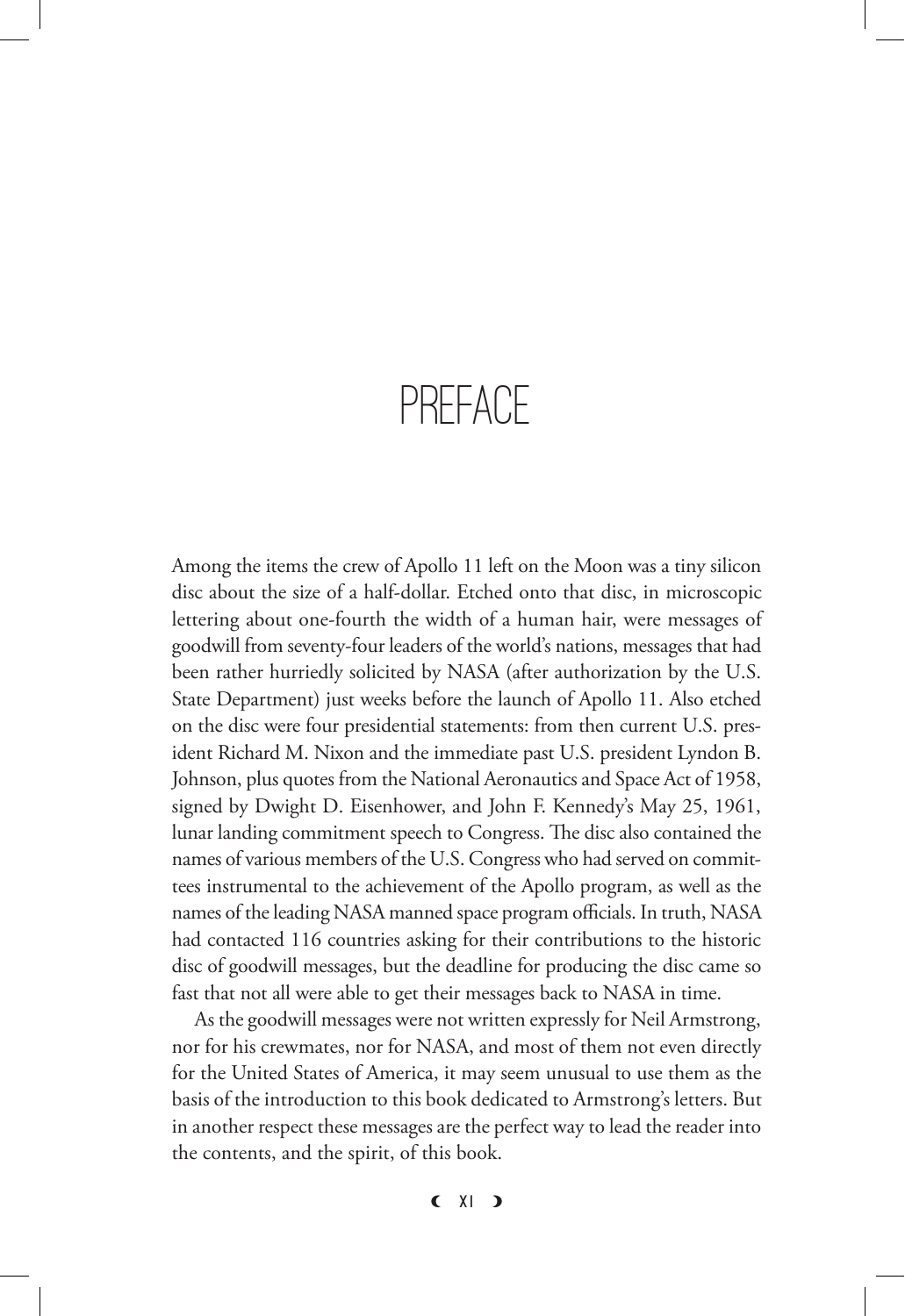# PREFACE

Among the items the crew of Apollo 11 left on the Moon was a tiny silicon disc about the size of a half-dollar. Etched onto that disc, in microscopic lettering about one-fourth the width of a human hair, were messages of goodwill from seventy-four leaders of the world's nations, messages that had been rather hurriedly solicited by NASA (after authorization by the U.S. State Department) just weeks before the launch of Apollo 11. Also etched on the disc were four presidential statements: from then current U.S. president Richard M. Nixon and the immediate past U.S. president Lyndon B. Johnson, plus quotes from the National Aeronautics and Space Act of 1958, signed by Dwight D. Eisenhower, and John F. Kennedy's May 25, 1961, lunar landing commitment speech to Congress. The disc also contained the names of various members of the U.S. Congress who had served on committees instrumental to the achievement of the Apollo program, as well as the names of the leading NASA manned space program officials. In truth, NASA had contacted 116 countries asking for their contributions to the historic disc of goodwill messages, but the deadline for producing the disc came so fast that not all were able to get their messages back to NASA in time.

As the goodwill messages were not written expressly for Neil Armstrong, nor for his crewmates, nor for NASA, and most of them not even directly for the United States of America, it may seem unusual to use them as the basis of the introduction to this book dedicated to Armstrong's letters. But in another respect these messages are the perfect way to lead the reader into the contents, and the spirit, of this book.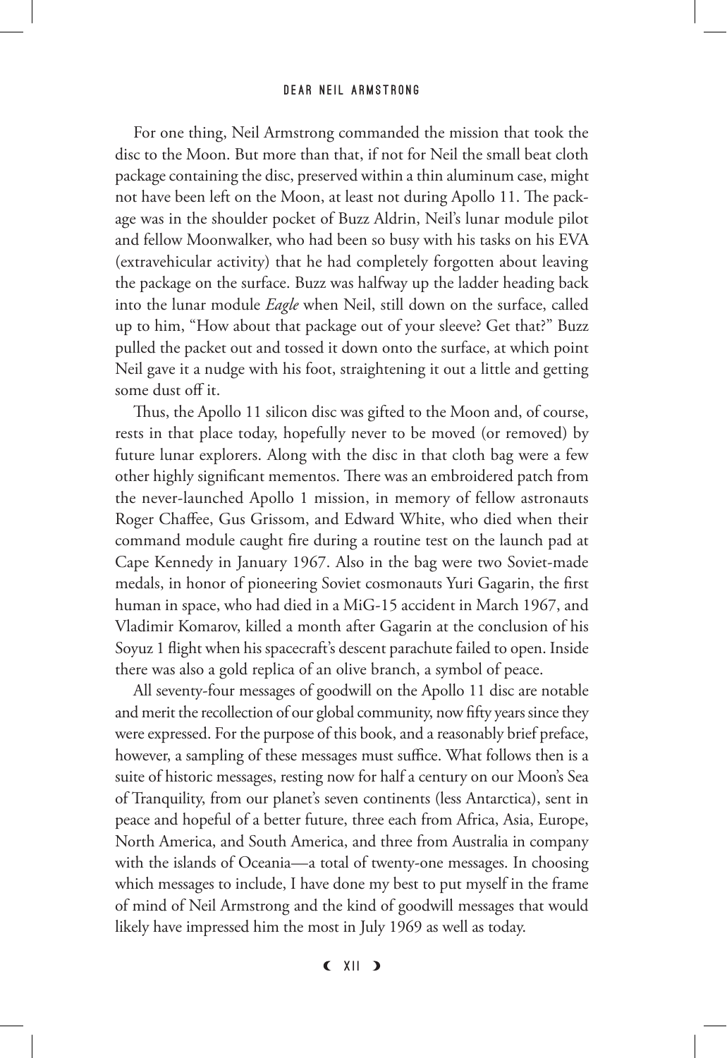For one thing, Neil Armstrong commanded the mission that took the disc to the Moon. But more than that, if not for Neil the small beat cloth package containing the disc, preserved within a thin aluminum case, might not have been left on the Moon, at least not during Apollo 11. The package was in the shoulder pocket of Buzz Aldrin, Neil's lunar module pilot and fellow Moonwalker, who had been so busy with his tasks on his EVA (extravehicular activity) that he had completely forgotten about leaving the package on the surface. Buzz was halfway up the ladder heading back into the lunar module *Eagle* when Neil, still down on the surface, called up to him, "How about that package out of your sleeve? Get that?" Buzz pulled the packet out and tossed it down onto the surface, at which point Neil gave it a nudge with his foot, straightening it out a little and getting some dust off it.

Thus, the Apollo 11 silicon disc was gifted to the Moon and, of course, rests in that place today, hopefully never to be moved (or removed) by future lunar explorers. Along with the disc in that cloth bag were a few other highly significant mementos. There was an embroidered patch from the never-launched Apollo 1 mission, in memory of fellow astronauts Roger Chaffee, Gus Grissom, and Edward White, who died when their command module caught fire during a routine test on the launch pad at Cape Kennedy in January 1967. Also in the bag were two Soviet-made medals, in honor of pioneering Soviet cosmonauts Yuri Gagarin, the first human in space, who had died in a MiG-15 accident in March 1967, and Vladimir Komarov, killed a month after Gagarin at the conclusion of his Soyuz 1 flight when his spacecraft's descent parachute failed to open. Inside there was also a gold replica of an olive branch, a symbol of peace.

All seventy-four messages of goodwill on the Apollo 11 disc are notable and merit the recollection of our global community, now fifty years since they were expressed. For the purpose of this book, and a reasonably brief preface, however, a sampling of these messages must suffice. What follows then is a suite of historic messages, resting now for half a century on our Moon's Sea of Tranquility, from our planet's seven continents (less Antarctica), sent in peace and hopeful of a better future, three each from Africa, Asia, Europe, North America, and South America, and three from Australia in company with the islands of Oceania—a total of twenty-one messages. In choosing which messages to include, I have done my best to put myself in the frame of mind of Neil Armstrong and the kind of goodwill messages that would likely have impressed him the most in July 1969 as well as today.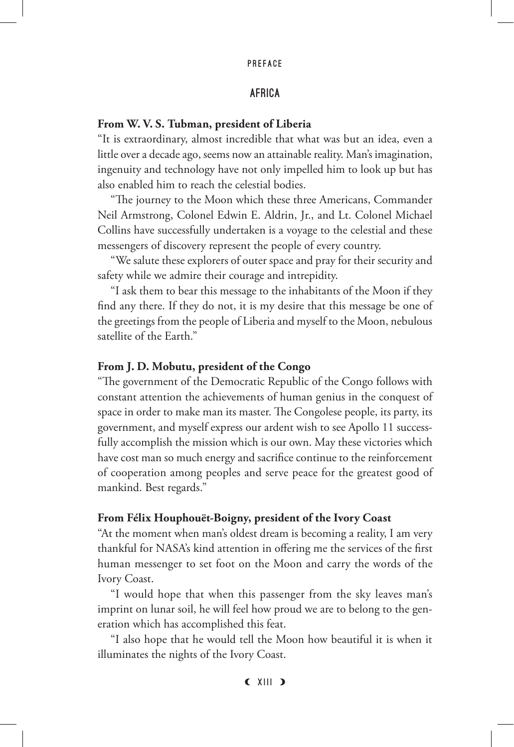## AFRICA

**From W. V. S. Tubman, president of Liberia**

"It is extraordinary, almost incredible that what was but an idea, even a little over a decade ago, seems now an attainable reality. Man's imagination, ingenuity and technology have not only impelled him to look up but has also enabled him to reach the celestial bodies.

"The journey to the Moon which these three Americans, Commander Neil Armstrong, Colonel Edwin E. Aldrin, Jr., and Lt. Colonel Michael Collins have successfully undertaken is a voyage to the celestial and these messengers of discovery represent the people of every country.

"We salute these explorers of outer space and pray for their security and safety while we admire their courage and intrepidity.

"I ask them to bear this message to the inhabitants of the Moon if they find any there. If they do not, it is my desire that this message be one of the greetings from the people of Liberia and myself to the Moon, nebulous satellite of the Earth."

**From J. D. Mobutu, president of the Congo**

"The government of the Democratic Republic of the Congo follows with constant attention the achievements of human genius in the conquest of space in order to make man its master. The Congolese people, its party, its government, and myself express our ardent wish to see Apollo 11 successfully accomplish the mission which is our own. May these victories which have cost man so much energy and sacrifice continue to the reinforcement of cooperation among peoples and serve peace for the greatest good of mankind. Best regards."

**From Félix Houphouët-Boigny, president of the Ivory Coast**

"At the moment when man's oldest dream is becoming a reality, I am very thankful for NASA's kind attention in offering me the services of the first human messenger to set foot on the Moon and carry the words of the Ivory Coast.

"I would hope that when this passenger from the sky leaves man's imprint on lunar soil, he will feel how proud we are to belong to the generation which has accomplished this feat.

"I also hope that he would tell the Moon how beautiful it is when it illuminates the nights of the Ivory Coast.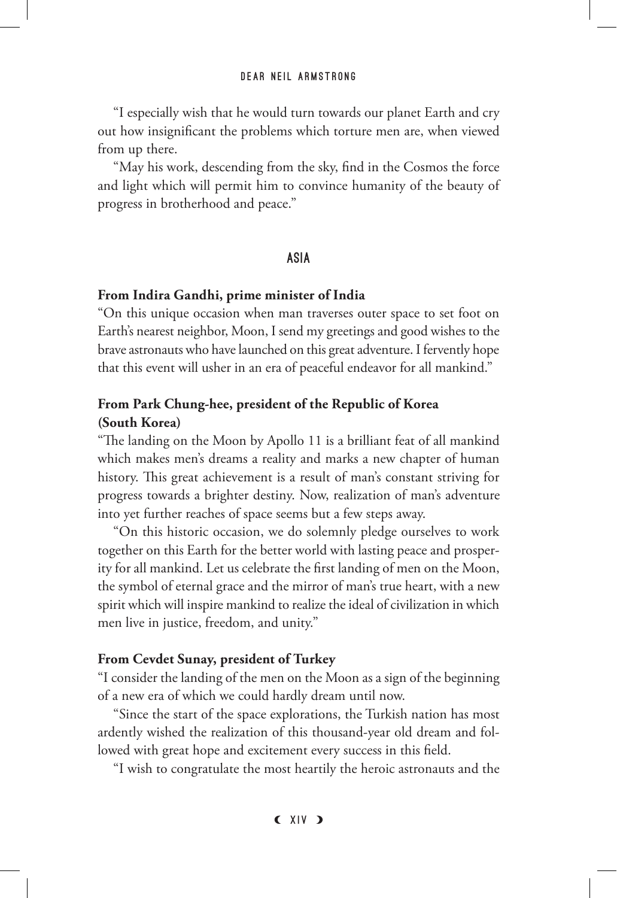"I especially wish that he would turn towards our planet Earth and cry out how insignificant the problems which torture men are, when viewed from up there.

"May his work, descending from the sky, find in the Cosmos the force and light which will permit him to convince humanity of the beauty of progress in brotherhood and peace."

## ASIA

**From Indira Gandhi, prime minister of India**

"On this unique occasion when man traverses outer space to set foot on Earth's nearest neighbor, Moon, I send my greetings and good wishes to the brave astronauts who have launched on this great adventure. I fervently hope that this event will usher in an era of peaceful endeavor for all mankind."

**From Park Chung-hee, president of the Republic of Korea (South Korea)**

"The landing on the Moon by Apollo 11 is a brilliant feat of all mankind which makes men's dreams a reality and marks a new chapter of human history. This great achievement is a result of man's constant striving for progress towards a brighter destiny. Now, realization of man's adventure into yet further reaches of space seems but a few steps away.

"On this historic occasion, we do solemnly pledge ourselves to work together on this Earth for the better world with lasting peace and prosperity for all mankind. Let us celebrate the first landing of men on the Moon, the symbol of eternal grace and the mirror of man's true heart, with a new spirit which will inspire mankind to realize the ideal of civilization in which men live in justice, freedom, and unity."

**From Cevdet Sunay, president of Turkey**

"I consider the landing of the men on the Moon as a sign of the beginning of a new era of which we could hardly dream until now.

"Since the start of the space explorations, the Turkish nation has most ardently wished the realization of this thousand-year old dream and followed with great hope and excitement every success in this field.

"I wish to congratulate the most heartily the heroic astronauts and the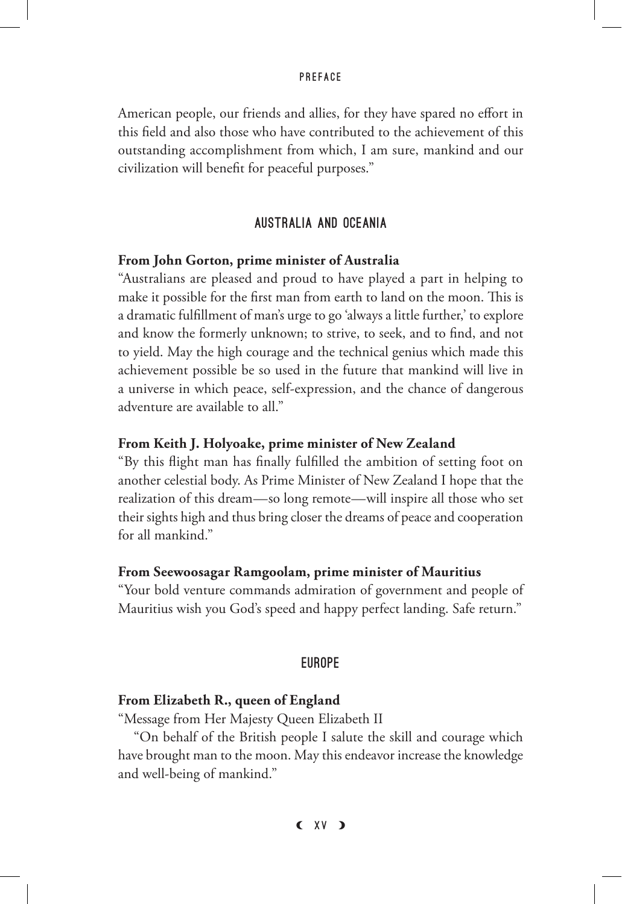American people, our friends and allies, for they have spared no effort in this field and also those who have contributed to the achievement of this outstanding accomplishment from which, I am sure, mankind and our civilization will benefit for peaceful purposes."

## AUSTRALIA AND OCEANIA

**From John Gorton, prime minister of Australia**

"Australians are pleased and proud to have played a part in helping to make it possible for the first man from earth to land on the moon. This is a dramatic fulfillment of man's urge to go 'always a little further,' to explore and know the formerly unknown; to strive, to seek, and to find, and not to yield. May the high courage and the technical genius which made this achievement possible be so used in the future that mankind will live in a universe in which peace, self-expression, and the chance of dangerous adventure are available to all."

**From Keith J. Holyoake, prime minister of New Zealand**

"By this flight man has finally fulfilled the ambition of setting foot on another celestial body. As Prime Minister of New Zealand I hope that the realization of this dream—so long remote—will inspire all those who set their sights high and thus bring closer the dreams of peace and cooperation for all mankind."

**From Seewoosagar Ramgoolam, prime minister of Mauritius**

"Your bold venture commands admiration of government and people of Mauritius wish you God's speed and happy perfect landing. Safe return."

## EUROPE

**From Elizabeth R., queen of England**

"Message from Her Majesty Queen Elizabeth II

"On behalf of the British people I salute the skill and courage which have brought man to the moon. May this endeavor increase the knowledge and well-being of mankind."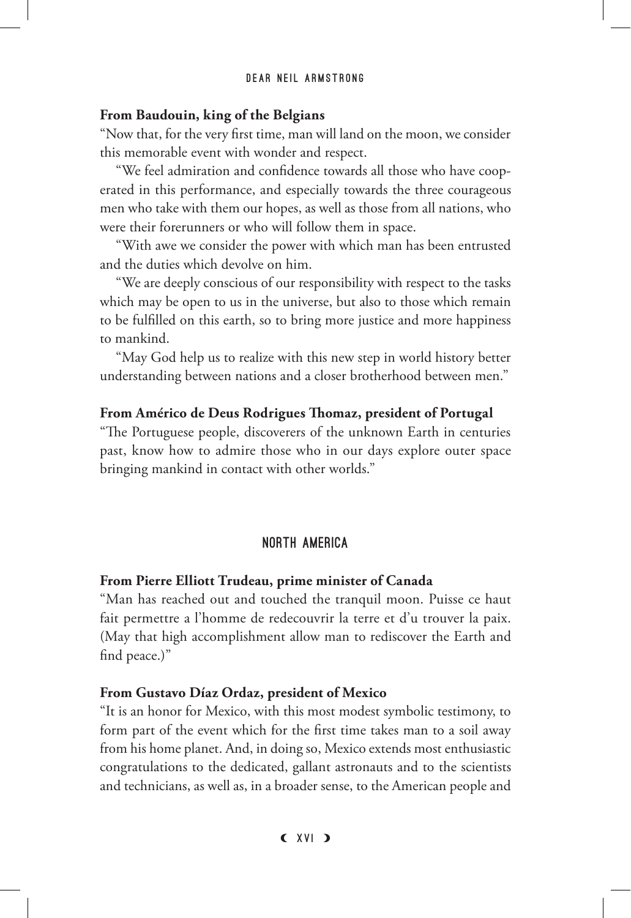**From Baudouin, king of the Belgians**

"Now that, for the very first time, man will land on the moon, we consider this memorable event with wonder and respect.

"We feel admiration and confidence towards all those who have cooperated in this performance, and especially towards the three courageous men who take with them our hopes, as well as those from all nations, who were their forerunners or who will follow them in space.

"With awe we consider the power with which man has been entrusted and the duties which devolve on him.

"We are deeply conscious of our responsibility with respect to the tasks which may be open to us in the universe, but also to those which remain to be fulfilled on this earth, so to bring more justice and more happiness to mankind.

"May God help us to realize with this new step in world history better understanding between nations and a closer brotherhood between men."

**From Américo de Deus Rodrigues Thomaz, president of Portugal**

"The Portuguese people, discoverers of the unknown Earth in centuries past, know how to admire those who in our days explore outer space bringing mankind in contact with other worlds."

## NORTH AMERICA

**From Pierre Elliott Trudeau, prime minister of Canada**

"Man has reached out and touched the tranquil moon. Puisse ce haut fait permettre a l'homme de redecouvrir la terre et d'u trouver la paix. (May that high accomplishment allow man to rediscover the Earth and find peace.)"

**From Gustavo Díaz Ordaz, president of Mexico**

"It is an honor for Mexico, with this most modest symbolic testimony, to form part of the event which for the first time takes man to a soil away from his home planet. And, in doing so, Mexico extends most enthusiastic congratulations to the dedicated, gallant astronauts and to the scientists and technicians, as well as, in a broader sense, to the American people and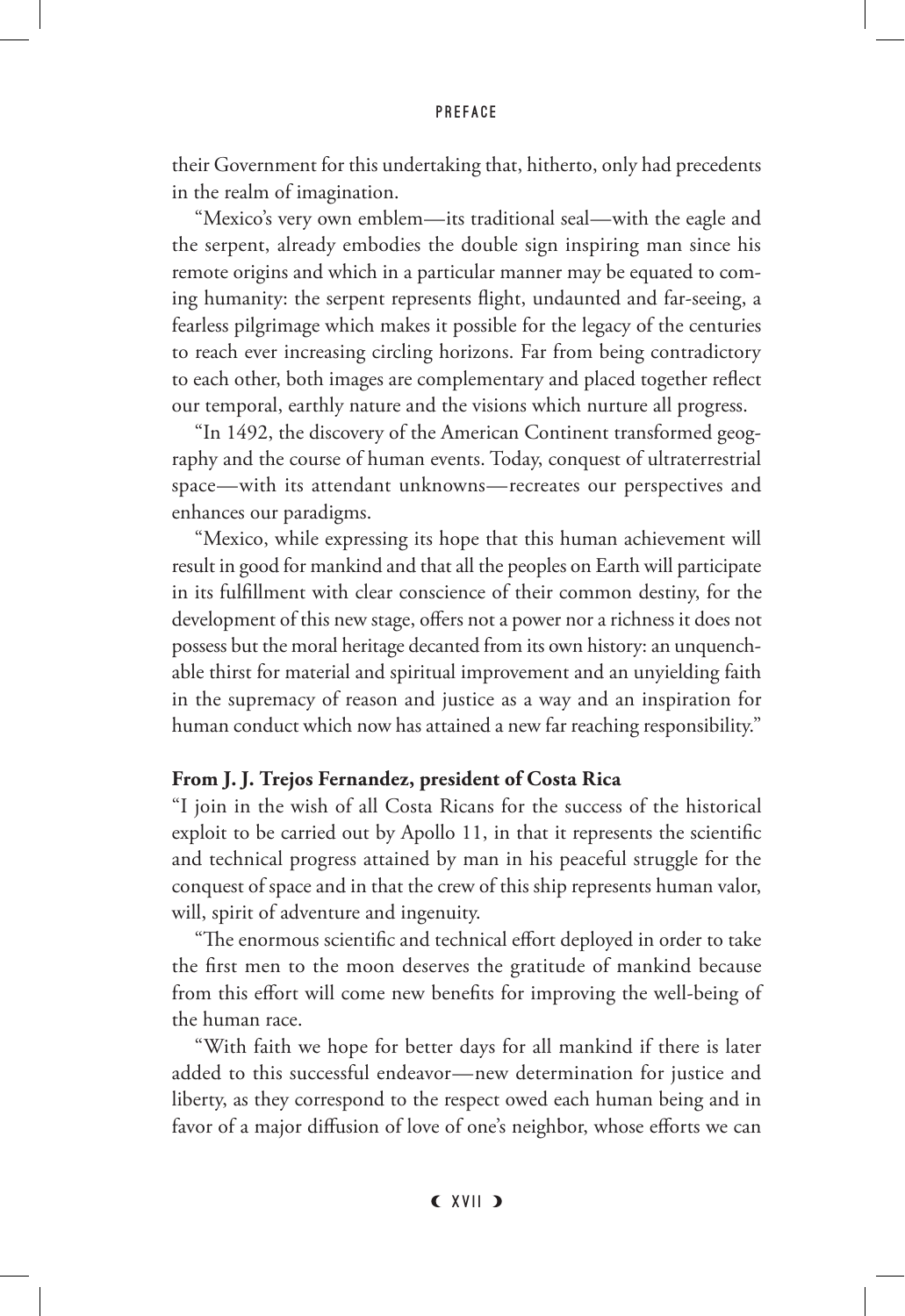their Government for this undertaking that, hitherto, only had precedents in the realm of imagination.

"Mexico's very own emblem—its traditional seal—with the eagle and the serpent, already embodies the double sign inspiring man since his remote origins and which in a particular manner may be equated to coming humanity: the serpent represents flight, undaunted and far-seeing, a fearless pilgrimage which makes it possible for the legacy of the centuries to reach ever increasing circling horizons. Far from being contradictory to each other, both images are complementary and placed together reflect our temporal, earthly nature and the visions which nurture all progress.

"In 1492, the discovery of the American Continent transformed geography and the course of human events. Today, conquest of ultraterrestrial space—with its attendant unknowns—recreates our perspectives and enhances our paradigms.

"Mexico, while expressing its hope that this human achievement will result in good for mankind and that all the peoples on Earth will participate in its fulfillment with clear conscience of their common destiny, for the development of this new stage, offers not a power nor a richness it does not possess but the moral heritage decanted from its own history: an unquenchable thirst for material and spiritual improvement and an unyielding faith in the supremacy of reason and justice as a way and an inspiration for human conduct which now has attained a new far reaching responsibility."

**From J. J. Trejos Fernandez, president of Costa Rica**

"I join in the wish of all Costa Ricans for the success of the historical exploit to be carried out by Apollo 11, in that it represents the scientific and technical progress attained by man in his peaceful struggle for the conquest of space and in that the crew of this ship represents human valor, will, spirit of adventure and ingenuity.

"The enormous scientific and technical effort deployed in order to take the first men to the moon deserves the gratitude of mankind because from this effort will come new benefits for improving the well-being of the human race.

"With faith we hope for better days for all mankind if there is later added to this successful endeavor—new determination for justice and liberty, as they correspond to the respect owed each human being and in favor of a major diffusion of love of one's neighbor, whose efforts we can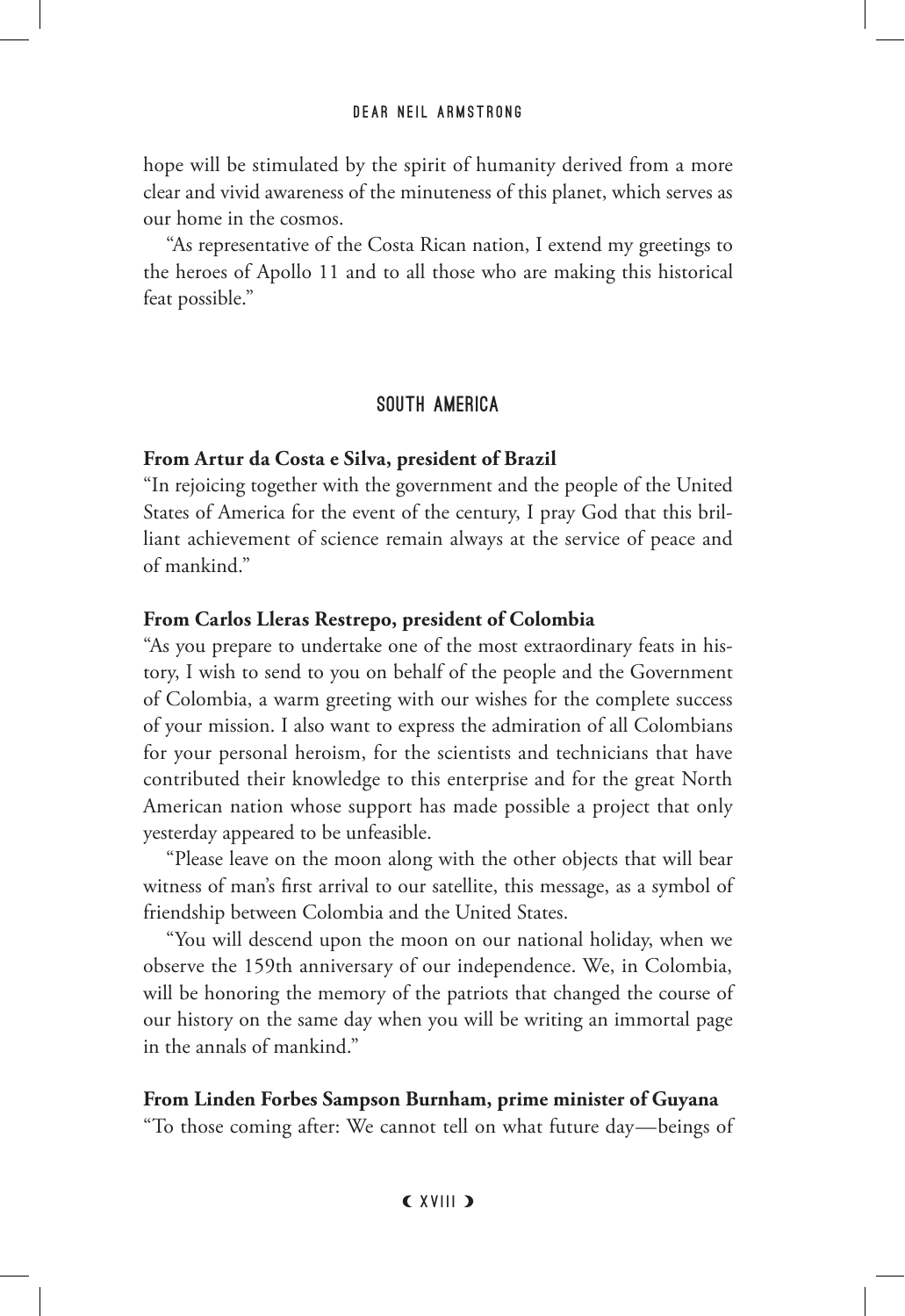hope will be stimulated by the spirit of humanity derived from a more clear and vivid awareness of the minuteness of this planet, which serves as our home in the cosmos.

"As representative of the Costa Rican nation, I extend my greetings to the heroes of Apollo 11 and to all those who are making this historical feat possible."

## SOUTH AMERICA

**From Artur da Costa e Silva, president of Brazil**

"In rejoicing together with the government and the people of the United States of America for the event of the century, I pray God that this brilliant achievement of science remain always at the service of peace and of mankind."

**From Carlos Lleras Restrepo, president of Colombia**

"As you prepare to undertake one of the most extraordinary feats in history, I wish to send to you on behalf of the people and the Government of Colombia, a warm greeting with our wishes for the complete success of your mission. I also want to express the admiration of all Colombians for your personal heroism, for the scientists and technicians that have contributed their knowledge to this enterprise and for the great North American nation whose support has made possible a project that only yesterday appeared to be unfeasible.

"Please leave on the moon along with the other objects that will bear witness of man's first arrival to our satellite, this message, as a symbol of friendship between Colombia and the United States.

"You will descend upon the moon on our national holiday, when we observe the 159th anniversary of our independence. We, in Colombia, will be honoring the memory of the patriots that changed the course of our history on the same day when you will be writing an immortal page in the annals of mankind."

**From Linden Forbes Sampson Burnham, prime minister of Guyana**

"To those coming after: We cannot tell on what future day—beings of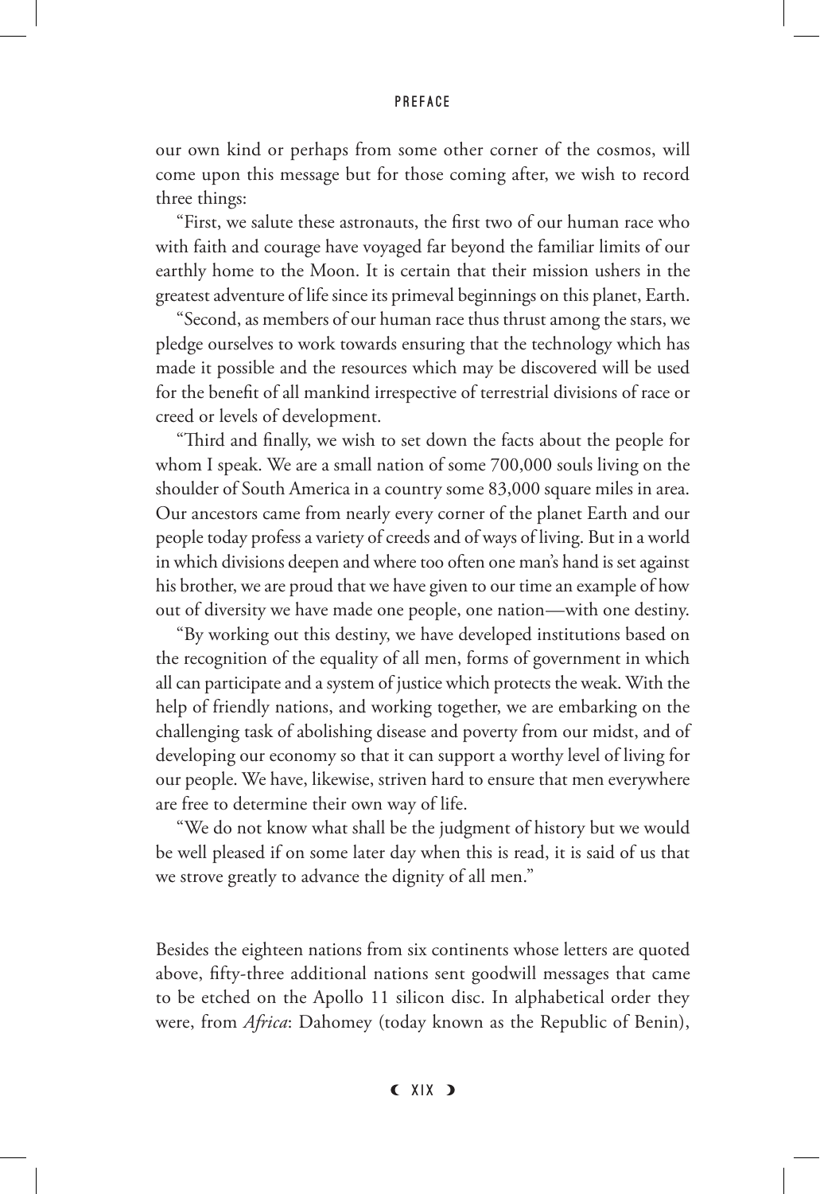our own kind or perhaps from some other corner of the cosmos, will come upon this message but for those coming after, we wish to record three things:

"First, we salute these astronauts, the first two of our human race who with faith and courage have voyaged far beyond the familiar limits of our earthly home to the Moon. It is certain that their mission ushers in the greatest adventure of life since its primeval beginnings on this planet, Earth.

"Second, as members of our human race thus thrust among the stars, we pledge ourselves to work towards ensuring that the technology which has made it possible and the resources which may be discovered will be used for the benefit of all mankind irrespective of terrestrial divisions of race or creed or levels of development.

"Third and finally, we wish to set down the facts about the people for whom I speak. We are a small nation of some 700,000 souls living on the shoulder of South America in a country some 83,000 square miles in area. Our ancestors came from nearly every corner of the planet Earth and our people today profess a variety of creeds and of ways of living. But in a world in which divisions deepen and where too often one man's hand is set against his brother, we are proud that we have given to our time an example of how out of diversity we have made one people, one nation—with one destiny.

"By working out this destiny, we have developed institutions based on the recognition of the equality of all men, forms of government in which all can participate and a system of justice which protects the weak. With the help of friendly nations, and working together, we are embarking on the challenging task of abolishing disease and poverty from our midst, and of developing our economy so that it can support a worthy level of living for our people. We have, likewise, striven hard to ensure that men everywhere are free to determine their own way of life.

"We do not know what shall be the judgment of history but we would be well pleased if on some later day when this is read, it is said of us that we strove greatly to advance the dignity of all men."

Besides the eighteen nations from six continents whose letters are quoted above, fifty-three additional nations sent goodwill messages that came to be etched on the Apollo 11 silicon disc. In alphabetical order they were, from *Africa*: Dahomey (today known as the Republic of Benin),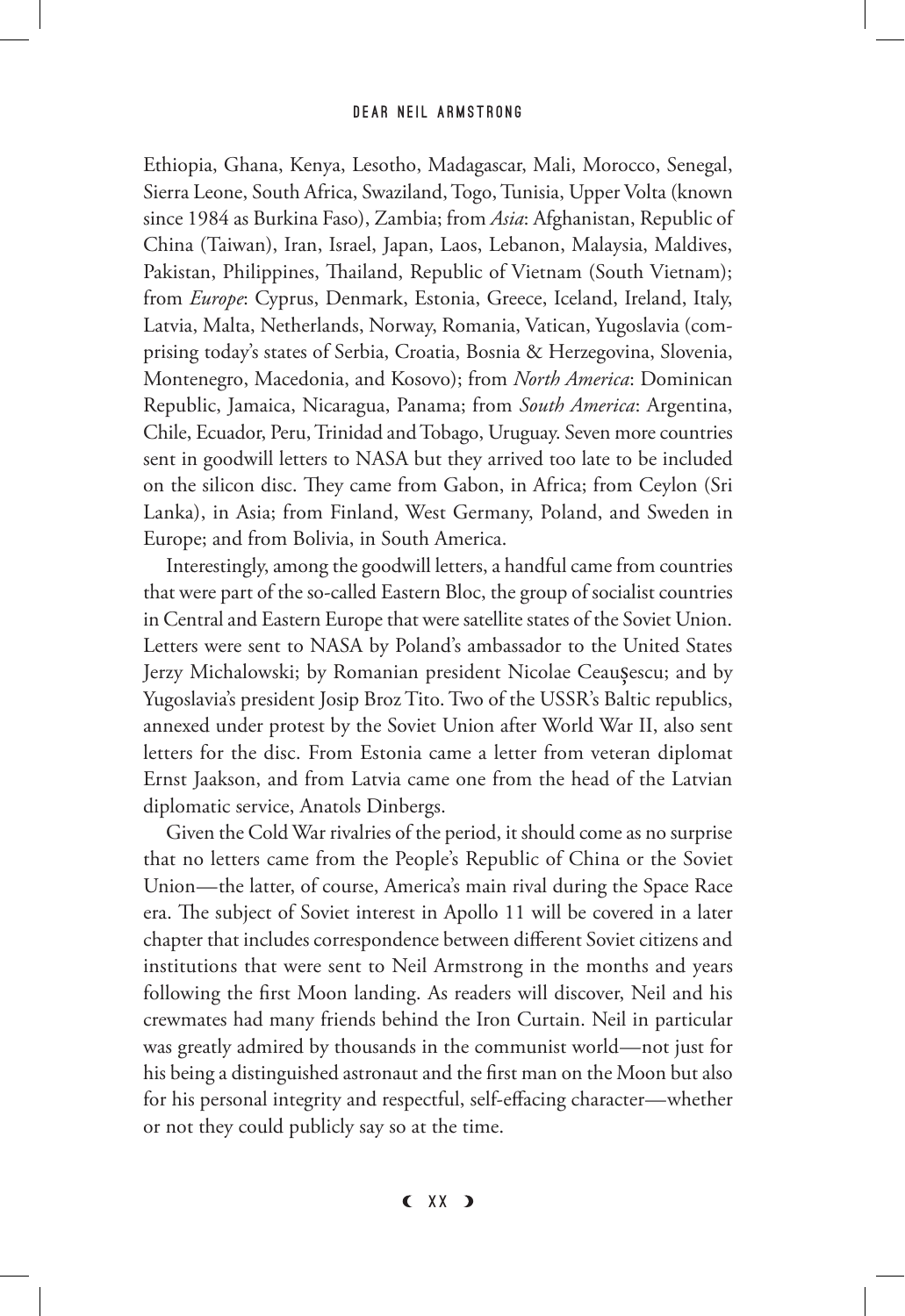Ethiopia, Ghana, Kenya, Lesotho, Madagascar, Mali, Morocco, Senegal, Sierra Leone, South Africa, Swaziland, Togo, Tunisia, Upper Volta (known since 1984 as Burkina Faso), Zambia; from *Asia*: Afghanistan, Republic of China (Taiwan), Iran, Israel, Japan, Laos, Lebanon, Malaysia, Maldives, Pakistan, Philippines, Thailand, Republic of Vietnam (South Vietnam); from *Europe*: Cyprus, Denmark, Estonia, Greece, Iceland, Ireland, Italy, Latvia, Malta, Netherlands, Norway, Romania, Vatican, Yugoslavia (comprising today's states of Serbia, Croatia, Bosnia & Herzegovina, Slovenia, Montenegro, Macedonia, and Kosovo); from *North America*: Dominican Republic, Jamaica, Nicaragua, Panama; from *South America*: Argentina, Chile, Ecuador, Peru, Trinidad and Tobago, Uruguay. Seven more countries sent in goodwill letters to NASA but they arrived too late to be included on the silicon disc. They came from Gabon, in Africa; from Ceylon (Sri Lanka), in Asia; from Finland, West Germany, Poland, and Sweden in Europe; and from Bolivia, in South America.

Interestingly, among the goodwill letters, a handful came from countries that were part of the so-called Eastern Bloc, the group of socialist countries in Central and Eastern Europe that were satellite states of the Soviet Union. Letters were sent to NASA by Poland's ambassador to the United States Jerzy Michalowski; by Romanian president Nicolae Ceaușescu; and by Yugoslavia's president Josip Broz Tito. Two of the USSR's Baltic republics, annexed under protest by the Soviet Union after World War II, also sent letters for the disc. From Estonia came a letter from veteran diplomat Ernst Jaakson, and from Latvia came one from the head of the Latvian diplomatic service, Anatols Dinbergs.

Given the Cold War rivalries of the period, it should come as no surprise that no letters came from the People's Republic of China or the Soviet Union—the latter, of course, America's main rival during the Space Race era. The subject of Soviet interest in Apollo 11 will be covered in a later chapter that includes correspondence between different Soviet citizens and institutions that were sent to Neil Armstrong in the months and years following the first Moon landing. As readers will discover, Neil and his crewmates had many friends behind the Iron Curtain. Neil in particular was greatly admired by thousands in the communist world—not just for his being a distinguished astronaut and the first man on the Moon but also for his personal integrity and respectful, self-effacing character—whether or not they could publicly say so at the time.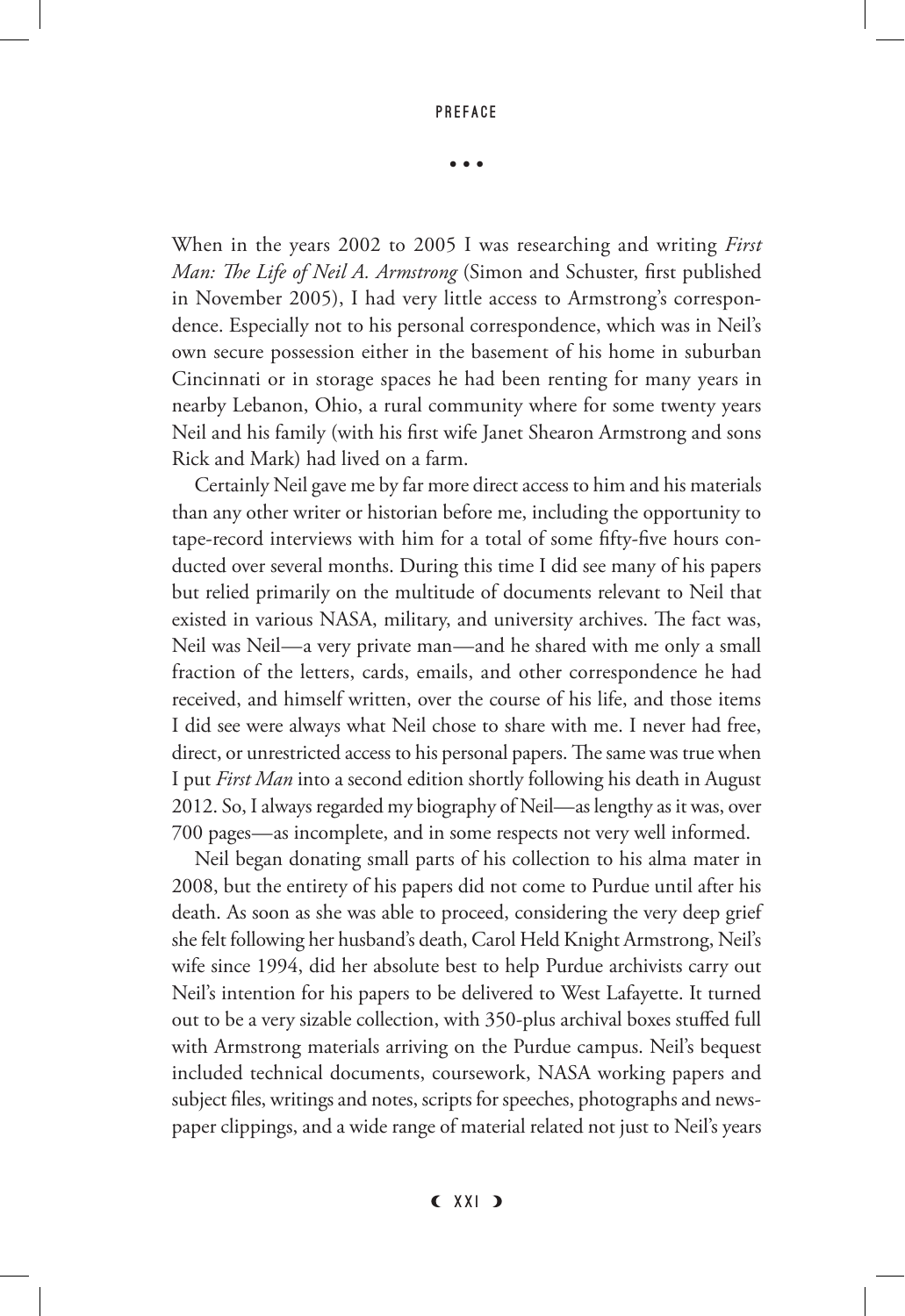• • •

When in the years 2002 to 2005 I was researching and writing *First Man: The Life of Neil A. Armstrong* (Simon and Schuster, first published in November 2005), I had very little access to Armstrong's correspondence. Especially not to his personal correspondence, which was in Neil's own secure possession either in the basement of his home in suburban Cincinnati or in storage spaces he had been renting for many years in nearby Lebanon, Ohio, a rural community where for some twenty years Neil and his family (with his first wife Janet Shearon Armstrong and sons Rick and Mark) had lived on a farm.

Certainly Neil gave me by far more direct access to him and his materials than any other writer or historian before me, including the opportunity to tape-record interviews with him for a total of some fifty-five hours conducted over several months. During this time I did see many of his papers but relied primarily on the multitude of documents relevant to Neil that existed in various NASA, military, and university archives. The fact was, Neil was Neil—a very private man—and he shared with me only a small fraction of the letters, cards, emails, and other correspondence he had received, and himself written, over the course of his life, and those items I did see were always what Neil chose to share with me. I never had free, direct, or unrestricted access to his personal papers. The same was true when I put *First Man* into a second edition shortly following his death in August 2012. So, I always regarded my biography of Neil—as lengthy as it was, over 700 pages—as incomplete, and in some respects not very well informed.

Neil began donating small parts of his collection to his alma mater in 2008, but the entirety of his papers did not come to Purdue until after his death. As soon as she was able to proceed, considering the very deep grief she felt following her husband's death, Carol Held Knight Armstrong, Neil's wife since 1994, did her absolute best to help Purdue archivists carry out Neil's intention for his papers to be delivered to West Lafayette. It turned out to be a very sizable collection, with 350-plus archival boxes stuffed full with Armstrong materials arriving on the Purdue campus. Neil's bequest included technical documents, coursework, NASA working papers and subject files, writings and notes, scripts for speeches, photographs and newspaper clippings, and a wide range of material related not just to Neil's years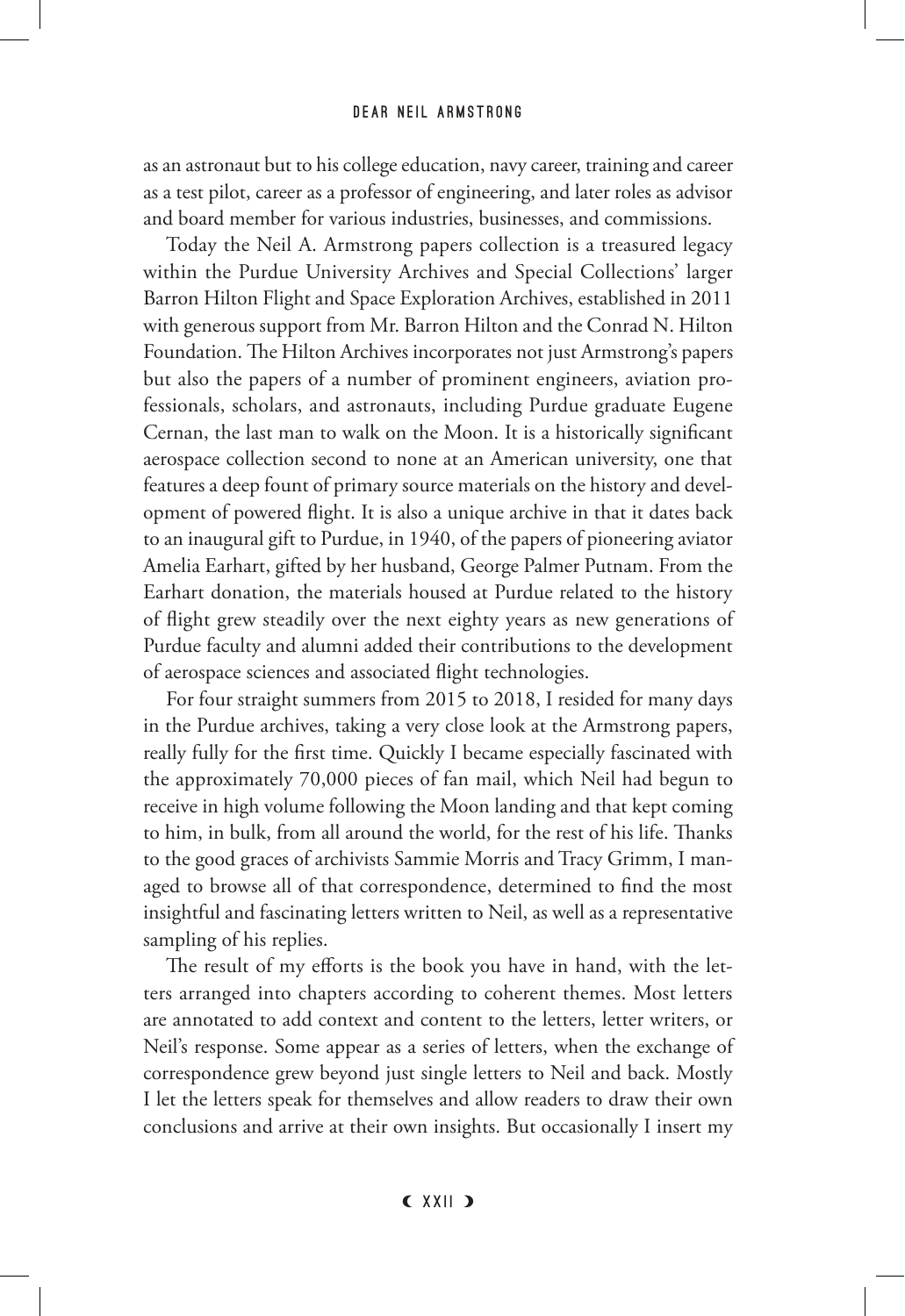as an astronaut but to his college education, navy career, training and career as a test pilot, career as a professor of engineering, and later roles as advisor and board member for various industries, businesses, and commissions.

Today the Neil A. Armstrong papers collection is a treasured legacy within the Purdue University Archives and Special Collections' larger Barron Hilton Flight and Space Exploration Archives, established in 2011 with generous support from Mr. Barron Hilton and the Conrad N. Hilton Foundation. The Hilton Archives incorporates not just Armstrong's papers but also the papers of a number of prominent engineers, aviation professionals, scholars, and astronauts, including Purdue graduate Eugene Cernan, the last man to walk on the Moon. It is a historically significant aerospace collection second to none at an American university, one that features a deep fount of primary source materials on the history and development of powered flight. It is also a unique archive in that it dates back to an inaugural gift to Purdue, in 1940, of the papers of pioneering aviator Amelia Earhart, gifted by her husband, George Palmer Putnam. From the Earhart donation, the materials housed at Purdue related to the history of flight grew steadily over the next eighty years as new generations of Purdue faculty and alumni added their contributions to the development of aerospace sciences and associated flight technologies.

For four straight summers from 2015 to 2018, I resided for many days in the Purdue archives, taking a very close look at the Armstrong papers, really fully for the first time. Quickly I became especially fascinated with the approximately 70,000 pieces of fan mail, which Neil had begun to receive in high volume following the Moon landing and that kept coming to him, in bulk, from all around the world, for the rest of his life. Thanks to the good graces of archivists Sammie Morris and Tracy Grimm, I managed to browse all of that correspondence, determined to find the most insightful and fascinating letters written to Neil, as well as a representative sampling of his replies.

The result of my efforts is the book you have in hand, with the letters arranged into chapters according to coherent themes. Most letters are annotated to add context and content to the letters, letter writers, or Neil's response. Some appear as a series of letters, when the exchange of correspondence grew beyond just single letters to Neil and back. Mostly I let the letters speak for themselves and allow readers to draw their own conclusions and arrive at their own insights. But occasionally I insert my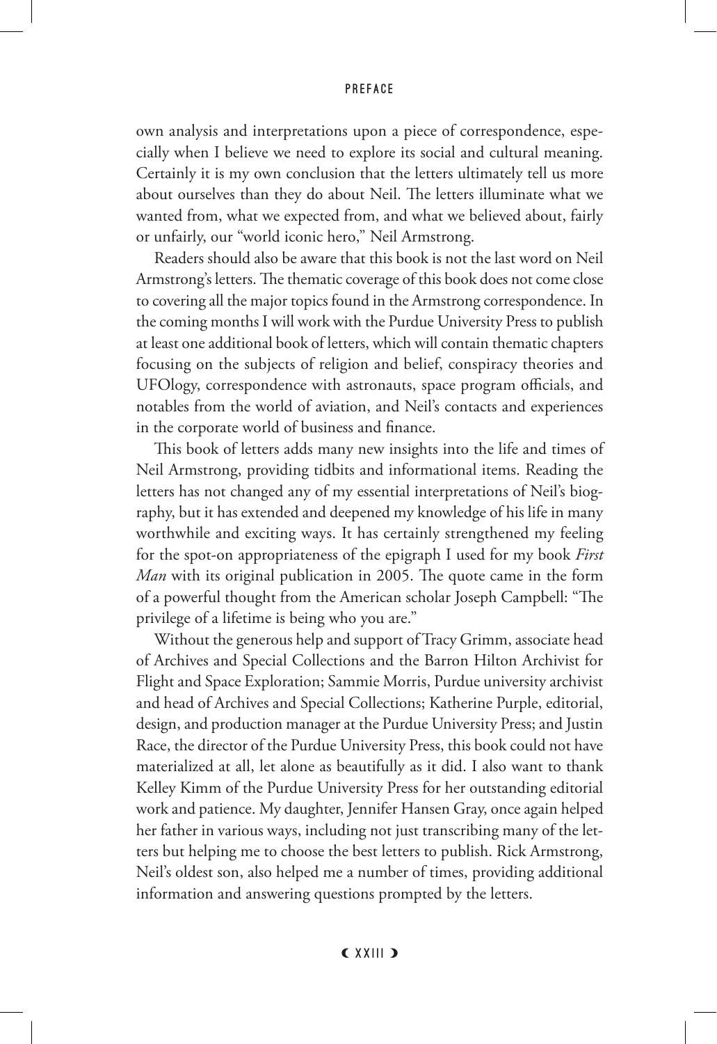own analysis and interpretations upon a piece of correspondence, especially when I believe we need to explore its social and cultural meaning. Certainly it is my own conclusion that the letters ultimately tell us more about ourselves than they do about Neil. The letters illuminate what we wanted from, what we expected from, and what we believed about, fairly or unfairly, our "world iconic hero," Neil Armstrong.

Readers should also be aware that this book is not the last word on Neil Armstrong's letters. The thematic coverage of this book does not come close to covering all the major topics found in the Armstrong correspondence. In the coming months I will work with the Purdue University Press to publish at least one additional book of letters, which will contain thematic chapters focusing on the subjects of religion and belief, conspiracy theories and UFOlogy, correspondence with astronauts, space program officials, and notables from the world of aviation, and Neil's contacts and experiences in the corporate world of business and finance.

This book of letters adds many new insights into the life and times of Neil Armstrong, providing tidbits and informational items. Reading the letters has not changed any of my essential interpretations of Neil's biography, but it has extended and deepened my knowledge of his life in many worthwhile and exciting ways. It has certainly strengthened my feeling for the spot-on appropriateness of the epigraph I used for my book *First Man* with its original publication in 2005. The quote came in the form of a powerful thought from the American scholar Joseph Campbell: "The privilege of a lifetime is being who you are."

Without the generous help and support of Tracy Grimm, associate head of Archives and Special Collections and the Barron Hilton Archivist for Flight and Space Exploration; Sammie Morris, Purdue university archivist and head of Archives and Special Collections; Katherine Purple, editorial, design, and production manager at the Purdue University Press; and Justin Race, the director of the Purdue University Press, this book could not have materialized at all, let alone as beautifully as it did. I also want to thank Kelley Kimm of the Purdue University Press for her outstanding editorial work and patience. My daughter, Jennifer Hansen Gray, once again helped her father in various ways, including not just transcribing many of the letters but helping me to choose the best letters to publish. Rick Armstrong, Neil's oldest son, also helped me a number of times, providing additional information and answering questions prompted by the letters.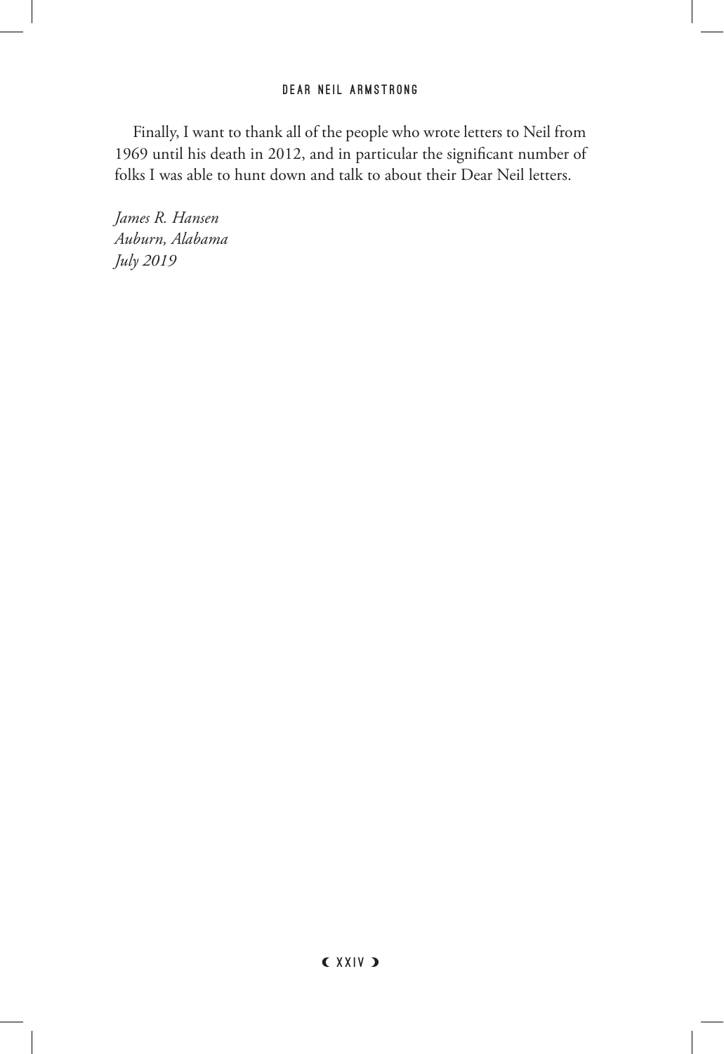Finally, I want to thank all of the people who wrote letters to Neil from 1969 until his death in 2012, and in particular the significant number of folks I was able to hunt down and talk to about their Dear Neil letters.

*James R. Hansen*
*Auburn, Alabama*
*July 2019*